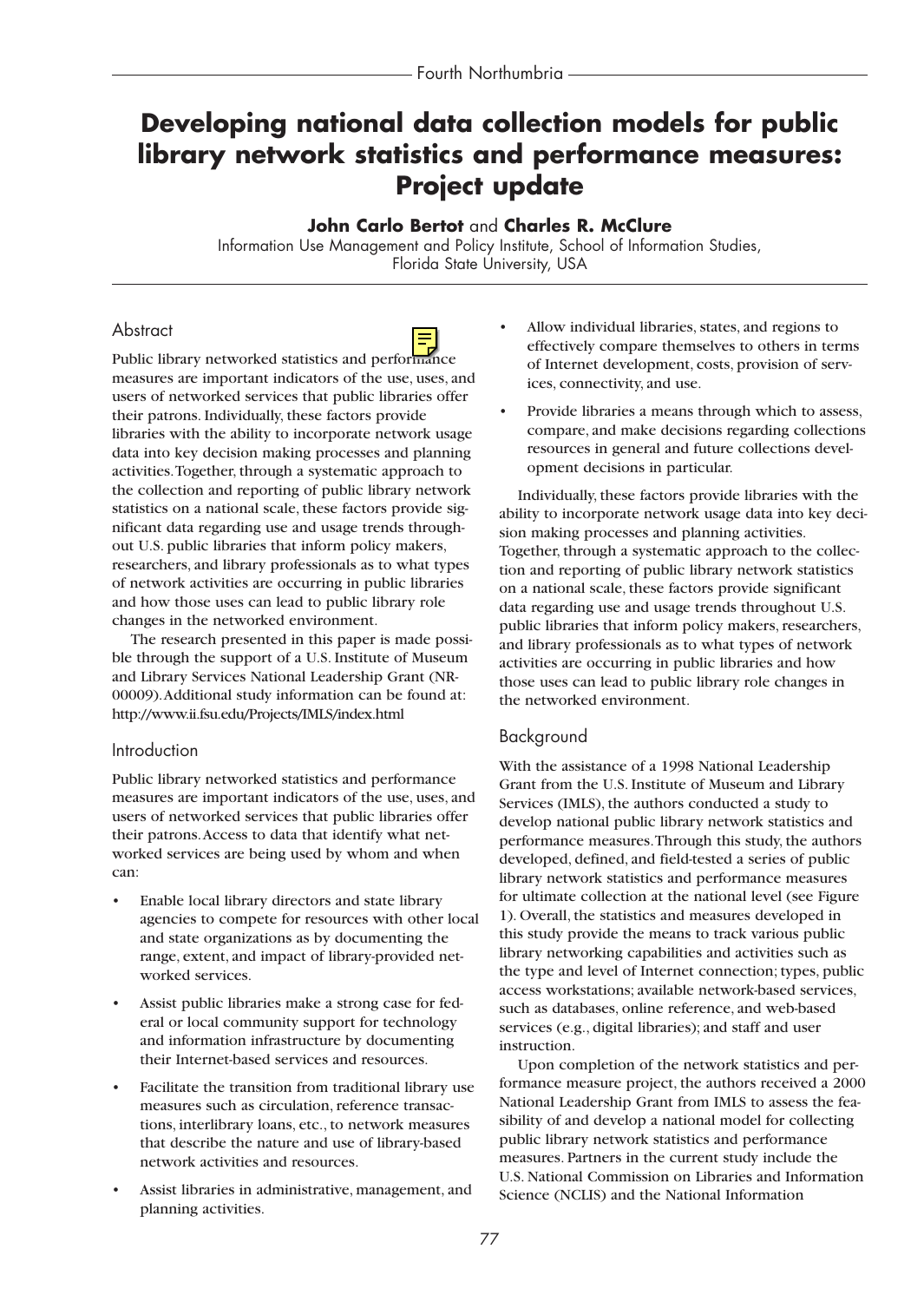# Developing national data collection models for public library network statistics and performance measures: Project update

**John Carlo Bertot** and **Charles R. McClure**

Information Use Management and Policy Institute, School of Information Studies, Florida State University, USA

## Abstract

Public library networked statistics and performance measures are important indicators of the use, uses, and users of networked services that public libraries offer their patrons. Individually, these factors provide libraries with the ability to incorporate network usage data into key decision making processes and planning activities. Together, through a systematic approach to the collection and reporting of public library network statistics on a national scale, these factors provide significant data regarding use and usage trends throughout U.S. public libraries that inform policy makers, researchers, and library professionals as to what types of network activities are occurring in public libraries and how those uses can lead to public library role changes in the networked environment.

The research presented in this paper is made possible through the support of a U.S. Institute of Museum and Library Services National Leadership Grant (NR-00009). Additional study information can be found at: http://www.ii.fsu.edu/Projects/IMLS/index.html

## Introduction

Public library networked statistics and performance measures are important indicators of the use, uses, and users of networked services that public libraries offer their patrons. Access to data that identify what networked services are being used by whom and when can:

- Enable local library directors and state library agencies to compete for resources with other local and state organizations as by documenting the range, extent, and impact of library-provided networked services.
- Assist public libraries make a strong case for federal or local community support for technology and information infrastructure by documenting their Internet-based services and resources.
- Facilitate the transition from traditional library use measures such as circulation, reference transactions, interlibrary loans, etc., to network measures that describe the nature and use of library-based network activities and resources.
- Assist libraries in administrative, management, and planning activities.
- Allow individual libraries, states, and regions to effectively compare themselves to others in terms of Internet development, costs, provision of services, connectivity, and use.
- Provide libraries a means through which to assess, compare, and make decisions regarding collections resources in general and future collections development decisions in particular.

Individually, these factors provide libraries with the ability to incorporate network usage data into key decision making processes and planning activities. Together, through a systematic approach to the collection and reporting of public library network statistics on a national scale, these factors provide significant data regarding use and usage trends throughout U.S. public libraries that inform policy makers, researchers, and library professionals as to what types of network activities are occurring in public libraries and how those uses can lead to public library role changes in the networked environment.

## Background

With the assistance of a 1998 National Leadership Grant from the U.S. Institute of Museum and Library Services (IMLS), the authors conducted a study to develop national public library network statistics and performance measures. Through this study, the authors developed, defined, and field-tested a series of public library network statistics and performance measures for ultimate collection at the national level (see Figure 1). Overall, the statistics and measures developed in this study provide the means to track various public library networking capabilities and activities such as the type and level of Internet connection; types, public access workstations; available network-based services, such as databases, online reference, and web-based services (e.g., digital libraries); and staff and user instruction.

Upon completion of the network statistics and performance measure project, the authors received a 2000 National Leadership Grant from IMLS to assess the feasibility of and develop a national model for collecting public library network statistics and performance measures. Partners in the current study include the U.S. National Commission on Libraries and Information Science (NCLIS) and the National Information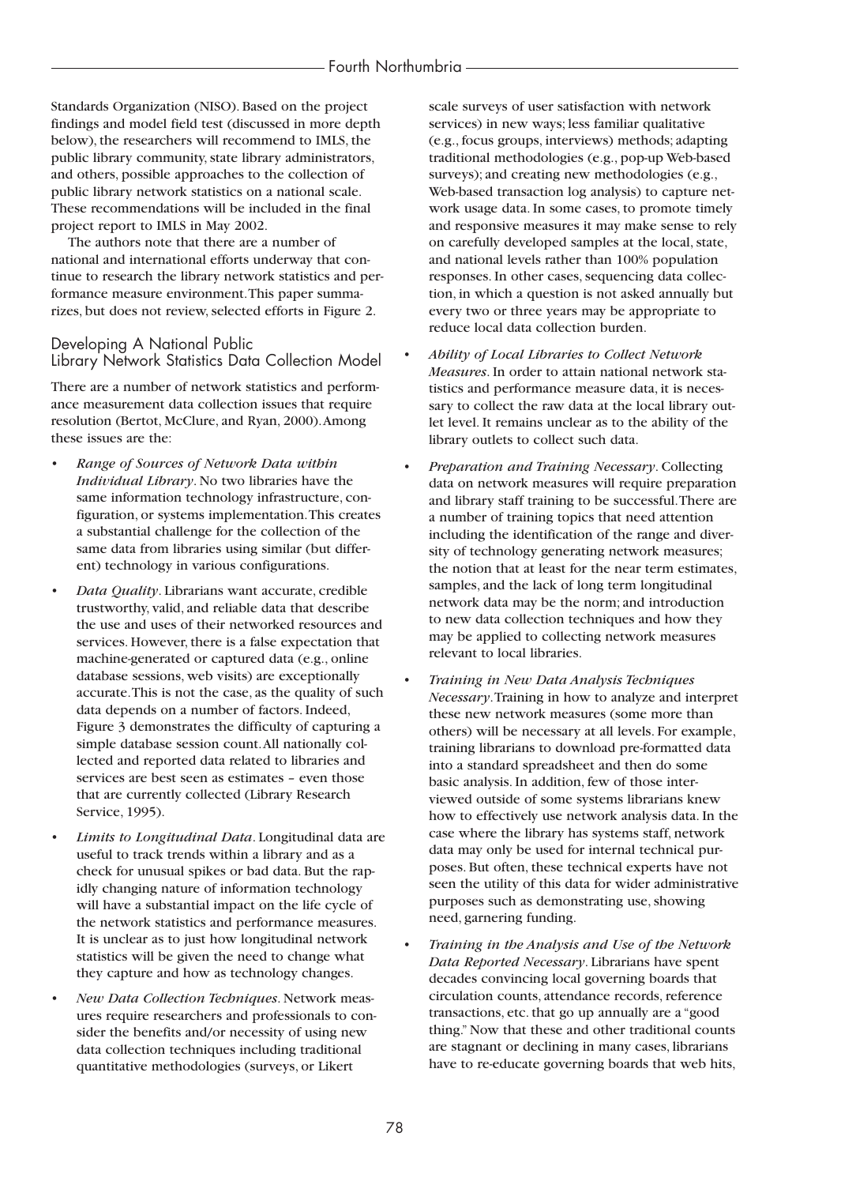Standards Organization (NISO). Based on the project findings and model field test (discussed in more depth below), the researchers will recommend to IMLS, the public library community, state library administrators, and others, possible approaches to the collection of public library network statistics on a national scale. These recommendations will be included in the final project report to IMLS in May 2002.

The authors note that there are a number of national and international efforts underway that continue to research the library network statistics and performance measure environment. This paper summarizes, but does not review, selected efforts in Figure 2.

## Developing A National Public Library Network Statistics Data Collection Model

There are a number of network statistics and performance measurement data collection issues that require resolution (Bertot, McClure, and Ryan, 2000). Among these issues are the:

- *Range of Sources of Network Data within Individual Library*. No two libraries have the same information technology infrastructure, configuration, or systems implementation. This creates a substantial challenge for the collection of the same data from libraries using similar (but different) technology in various configurations.
- *Data Quality*. Librarians want accurate, credible trustworthy, valid, and reliable data that describe the use and uses of their networked resources and services. However, there is a false expectation that machine-generated or captured data (e.g., online database sessions, web visits) are exceptionally accurate. This is not the case, as the quality of such data depends on a number of factors. Indeed, Figure 3 demonstrates the difficulty of capturing a simple database session count. All nationally collected and reported data related to libraries and services are best seen as estimates – even those that are currently collected (Library Research Service, 1995).
- *Limits to Longitudinal Data*. Longitudinal data are useful to track trends within a library and as a check for unusual spikes or bad data. But the rapidly changing nature of information technology will have a substantial impact on the life cycle of the network statistics and performance measures. It is unclear as to just how longitudinal network statistics will be given the need to change what they capture and how as technology changes.
- *New Data Collection Techniques*. Network measures require researchers and professionals to consider the benefits and/or necessity of using new data collection techniques including traditional quantitative methodologies (surveys, or Likert scale surveys of user satisfaction with network services) in new ways; less familiar qualitative (e.g., focus groups, interviews) methods; adapting traditional methodologies (e.g., pop-up Web-based surveys); and creating new methodologies (e.g., Web-based transaction log analysis) to capture network usage data. In some cases, to promote timely and responsive measures it may make sense to rely on carefully developed samples at the local, state, and national levels rather than 100% population responses. In other cases, sequencing data collection, in which a question is not asked annually but every two or three years may be appropriate to reduce local data collection burden.
- *Ability of Local Libraries to Collect Network Measures*. In order to attain national network statistics and performance measure data, it is necessary to collect the raw data at the local library outlet level. It remains unclear as to the ability of the library outlets to collect such data.
- *Preparation and Training Necessary*. Collecting data on network measures will require preparation and library staff training to be successful. There are a number of training topics that need attention including the identification of the range and diversity of technology generating network measures; the notion that at least for the near term estimates, samples, and the lack of long term longitudinal network data may be the norm; and introduction to new data collection techniques and how they may be applied to collecting network measures relevant to local libraries.
- *Training in New Data Analysis Techniques Necessary*. Training in how to analyze and interpret these new network measures (some more than others) will be necessary at all levels. For example, training librarians to download pre-formatted data into a standard spreadsheet and then do some basic analysis. In addition, few of those interviewed outside of some systems librarians knew how to effectively use network analysis data. In the case where the library has systems staff, network data may only be used for internal technical purposes. But often, these technical experts have not seen the utility of this data for wider administrative purposes such as demonstrating use, showing need, garnering funding.
- *Training in the Analysis and Use of the Network Data Reported Necessary*. Librarians have spent decades convincing local governing boards that circulation counts, attendance records, reference transactions, etc. that go up annually are a "good thing." Now that these and other traditional counts are stagnant or declining in many cases, librarians have to re-educate governing boards that web hits,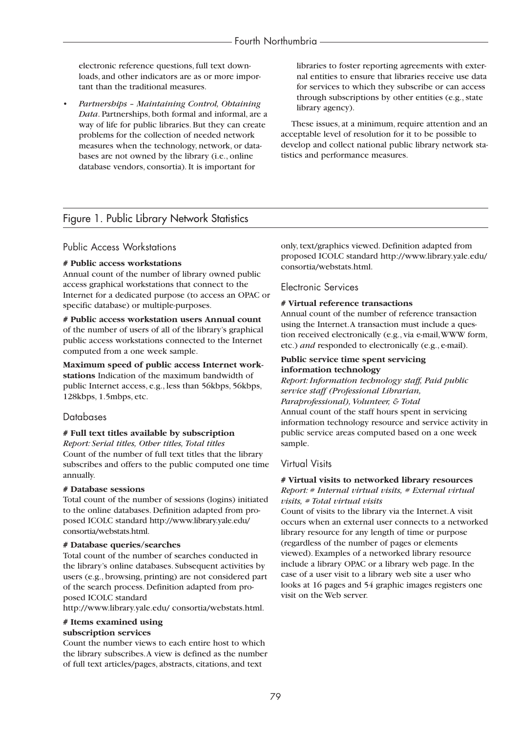electronic reference questions, full text downloads, and other indicators are as or more important than the traditional measures.

- *Partnerships – Maintaining Control, Obtaining Data*. Partnerships, both formal and informal, are a way of life for public libraries. But they can create problems for the collection of needed network measures when the technology, network, or databases are not owned by the library (i.e., online database vendors, consortia). It is important for libraries to foster reporting agreements with external entities to ensure that libraries receive use data for services to which they subscribe or can access through subscriptions by other entities (e.g., state library agency).

These issues, at a minimum, require attention and an acceptable level of resolution for it to be possible to develop and collect national public library network statistics and performance measures.

## Figure 1. Public Library Network Statistics

### Public Access Workstations

**# Public access workstations**
Annual count of the number of library owned public access graphical workstations that connect to the Internet for a dedicated purpose (to access an OPAC or specific database) or multiple-purposes.

**# Public access workstation users Annual count** of the number of users of all of the library's graphical public access workstations connected to the Internet computed from a one week sample.

**Maximum speed of public access Internet workstations** Indication of the maximum bandwidth of public Internet access, e.g., less than 56kbps, 56kbps, 128kbps, 1.5mbps, etc.

### Databases

**# Full text titles available by subscription**
*Report: Serial titles, Other titles, Total titles*
Count of the number of full text titles that the library subscribes and offers to the public computed one time annually.

**# Database sessions**
Total count of the number of sessions (logins) initiated to the online databases. Definition adapted from proposed ICOLC standard http://www.library.yale.edu/consortia/webstats.html.

**# Database queries/searches**
Total count of the number of searches conducted in the library's online databases. Subsequent activities by users (e.g., browsing, printing) are not considered part of the search process. Definition adapted from proposed ICOLC standard
http://www.library.yale.edu/ consortia/webstats.html.

**# Items examined using subscription services**
Count the number views to each entire host to which the library subscribes. A view is defined as the number of full text articles/pages, abstracts, citations, and text only, text/graphics viewed. Definition adapted from proposed ICOLC standard http://www.library.yale.edu/consortia/webstats.html.

### Electronic Services

**# Virtual reference transactions**
Annual count of the number of reference transaction using the Internet. A transaction must include a question received electronically (e.g., via e-mail, WWW form, etc.) *and* responded to electronically (e.g., e-mail).

**Public service time spent servicing information technology**
*Report: Information technology staff, Paid public service staff (Professional Librarian, Paraprofessional), Volunteer, & Total*
Annual count of the staff hours spent in servicing information technology resource and service activity in public service areas computed based on a one week sample.

### Virtual Visits

**# Virtual visits to networked library resources**
*Report: # Internal virtual visits, # External virtual visits, # Total virtual visits*
Count of visits to the library via the Internet. A visit occurs when an external user connects to a networked library resource for any length of time or purpose (regardless of the number of pages or elements viewed). Examples of a networked library resource include a library OPAC or a library web page. In the case of a user visit to a library web site a user who looks at 16 pages and 54 graphic images registers one visit on the Web server.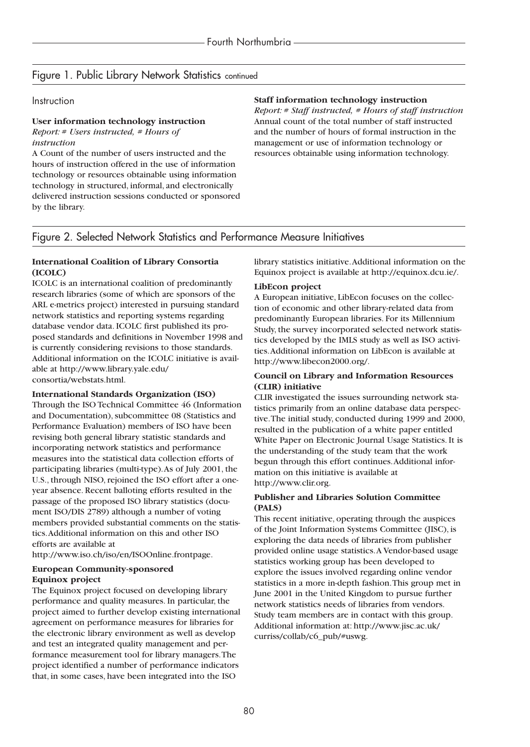## Figure 1. Public Library Network Statistics continued

### Instruction

**User information technology instruction**
*Report: # Users instructed, # Hours of instruction*
A Count of the number of users instructed and the hours of instruction offered in the use of information technology or resources obtainable using information technology in structured, informal, and electronically delivered instruction sessions conducted or sponsored by the library.

**Staff information technology instruction**
*Report: # Staff instructed, # Hours of staff instruction*
Annual count of the total number of staff instructed and the number of hours of formal instruction in the management or use of information technology or resources obtainable using information technology.

## Figure 2. Selected Network Statistics and Performance Measure Initiatives

**International Coalition of Library Consortia (ICOLC)**
ICOLC is an international coalition of predominantly research libraries (some of which are sponsors of the ARL e-metrics project) interested in pursuing standard network statistics and reporting systems regarding database vendor data. ICOLC first published its proposed standards and definitions in November 1998 and is currently considering revisions to those standards. Additional information on the ICOLC initiative is available at http://www.library.yale.edu/consortia/webstats.html.

**International Standards Organization (ISO)**
Through the ISO Technical Committee 46 (Information and Documentation), subcommittee 08 (Statistics and Performance Evaluation) members of ISO have been revising both general library statistic standards and incorporating network statistics and performance measures into the statistical data collection efforts of participating libraries (multi-type). As of July 2001, the U.S., through NISO, rejoined the ISO effort after a one-year absence. Recent balloting efforts resulted in the passage of the proposed ISO library statistics (document ISO/DIS 2789) although a number of voting members provided substantial comments on the statistics. Additional information on this and other ISO efforts are available at http://www.iso.ch/iso/en/ISOOnline.frontpage.

**European Community-sponsored Equinox project**
The Equinox project focused on developing library performance and quality measures. In particular, the project aimed to further develop existing international agreement on performance measures for libraries for the electronic library environment as well as develop and test an integrated quality management and performance measurement tool for library managers. The project identified a number of performance indicators that, in some cases, have been integrated into the ISO library statistics initiative. Additional information on the Equinox project is available at http://equinox.dcu.ie/.

**LibEcon project**
A European initiative, LibEcon focuses on the collection of economic and other library-related data from predominantly European libraries. For its Millennium Study, the survey incorporated selected network statistics developed by the IMLS study as well as ISO activities. Additional information on LibEcon is available at http://www.libecon2000.org/.

**Council on Library and Information Resources (CLIR) initiative**
CLIR investigated the issues surrounding network statistics primarily from an online database data perspective. The initial study, conducted during 1999 and 2000, resulted in the publication of a white paper entitled White Paper on Electronic Journal Usage Statistics. It is the understanding of the study team that the work begun through this effort continues. Additional information on this initiative is available at http://www.clir.org.

**Publisher and Libraries Solution Committee (PALS)**
This recent initiative, operating through the auspices of the Joint Information Systems Committee (JISC), is exploring the data needs of libraries from publisher provided online usage statistics. A Vendor-based usage statistics working group has been developed to explore the issues involved regarding online vendor statistics in a more in-depth fashion. This group met in June 2001 in the United Kingdom to pursue further network statistics needs of libraries from vendors. Study team members are in contact with this group. Additional information at: http://www.jisc.ac.uk/curriss/collab/c6_pub/#uswg.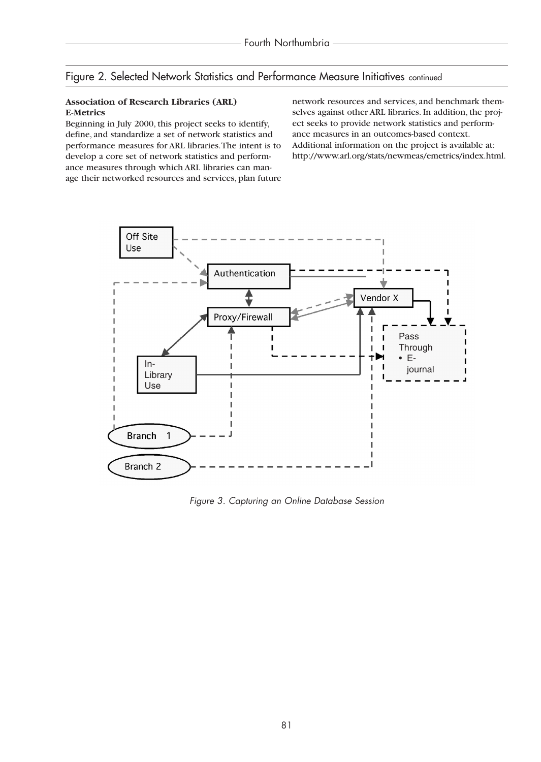## Figure 2. Selected Network Statistics and Performance Measure Initiatives continued

**Association of Research Libraries (ARL) E-Metrics**

Beginning in July 2000, this project seeks to identify, define, and standardize a set of network statistics and performance measures for ARL libraries. The intent is to develop a core set of network statistics and performance measures through which ARL libraries can manage their networked resources and services, plan future network resources and services, and benchmark themselves against other ARL libraries. In addition, the project seeks to provide network statistics and performance measures in an outcomes-based context. Additional information on the project is available at: http://www.arl.org/stats/newmeas/emetrics/index.html.

*Figure 3. Capturing an Online Database Session*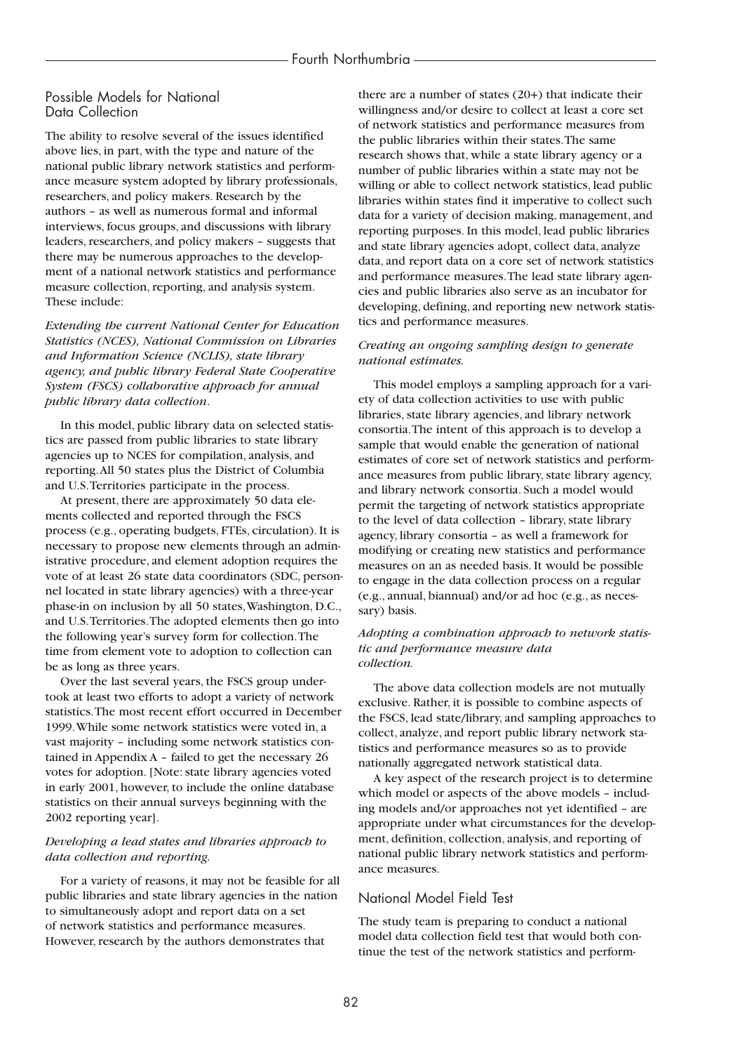## Possible Models for National Data Collection

The ability to resolve several of the issues identified above lies, in part, with the type and nature of the national public library network statistics and performance measure system adopted by library professionals, researchers, and policy makers. Research by the authors – as well as numerous formal and informal interviews, focus groups, and discussions with library leaders, researchers, and policy makers – suggests that there may be numerous approaches to the development of a national network statistics and performance measure collection, reporting, and analysis system. These include:

*Extending the current National Center for Education Statistics (NCES), National Commission on Libraries and Information Science (NCLIS), state library agency, and public library Federal State Cooperative System (FSCS) collaborative approach for annual public library data collection*.

In this model, public library data on selected statistics are passed from public libraries to state library agencies up to NCES for compilation, analysis, and reporting. All 50 states plus the District of Columbia and U.S. Territories participate in the process.

At present, there are approximately 50 data elements collected and reported through the FSCS process (e.g., operating budgets, FTEs, circulation). It is necessary to propose new elements through an administrative procedure, and element adoption requires the vote of at least 26 state data coordinators (SDC, personnel located in state library agencies) with a three-year phase-in on inclusion by all 50 states, Washington, D.C., and U.S. Territories. The adopted elements then go into the following year's survey form for collection. The time from element vote to adoption to collection can be as long as three years.

Over the last several years, the FSCS group undertook at least two efforts to adopt a variety of network statistics. The most recent effort occurred in December 1999. While some network statistics were voted in, a vast majority – including some network statistics contained in Appendix A – failed to get the necessary 26 votes for adoption. [Note: state library agencies voted in early 2001, however, to include the online database statistics on their annual surveys beginning with the 2002 reporting year].

*Developing a lead states and libraries approach to data collection and reporting.*

For a variety of reasons, it may not be feasible for all public libraries and state library agencies in the nation to simultaneously adopt and report data on a set of network statistics and performance measures. However, research by the authors demonstrates that there are a number of states (20+) that indicate their willingness and/or desire to collect at least a core set of network statistics and performance measures from the public libraries within their states. The same research shows that, while a state library agency or a number of public libraries within a state may not be willing or able to collect network statistics, lead public libraries within states find it imperative to collect such data for a variety of decision making, management, and reporting purposes. In this model, lead public libraries and state library agencies adopt, collect data, analyze data, and report data on a core set of network statistics and performance measures. The lead state library agencies and public libraries also serve as an incubator for developing, defining, and reporting new network statistics and performance measures.

*Creating an ongoing sampling design to generate national estimates.*

This model employs a sampling approach for a variety of data collection activities to use with public libraries, state library agencies, and library network consortia. The intent of this approach is to develop a sample that would enable the generation of national estimates of core set of network statistics and performance measures from public library, state library agency, and library network consortia. Such a model would permit the targeting of network statistics appropriate to the level of data collection – library, state library agency, library consortia – as well a framework for modifying or creating new statistics and performance measures on an as needed basis. It would be possible to engage in the data collection process on a regular (e.g., annual, biannual) and/or ad hoc (e.g., as necessary) basis.

*Adopting a combination approach to network statistic and performance measure data collection.*

The above data collection models are not mutually exclusive. Rather, it is possible to combine aspects of the FSCS, lead state/library, and sampling approaches to collect, analyze, and report public library network statistics and performance measures so as to provide nationally aggregated network statistical data.

A key aspect of the research project is to determine which model or aspects of the above models – including models and/or approaches not yet identified – are appropriate under what circumstances for the development, definition, collection, analysis, and reporting of national public library network statistics and performance measures.

## National Model Field Test

The study team is preparing to conduct a national model data collection field test that would both continue the test of the network statistics and perform-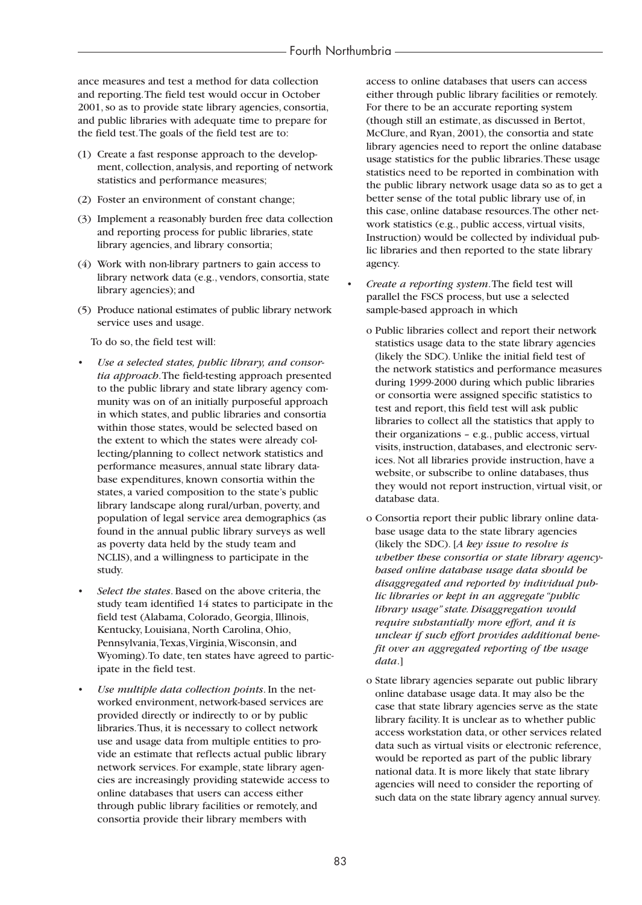ance measures and test a method for data collection and reporting. The field test would occur in October 2001, so as to provide state library agencies, consortia, and public libraries with adequate time to prepare for the field test. The goals of the field test are to:

(1) Create a fast response approach to the development, collection, analysis, and reporting of network statistics and performance measures;

(2) Foster an environment of constant change;

(3) Implement a reasonably burden free data collection and reporting process for public libraries, state library agencies, and library consortia;

(4) Work with non-library partners to gain access to library network data (e.g., vendors, consortia, state library agencies); and

(5) Produce national estimates of public library network service uses and usage.

To do so, the field test will:

- *Use a selected states, public library, and consortia approach*. The field-testing approach presented to the public library and state library agency community was on of an initially purposeful approach in which states, and public libraries and consortia within those states, would be selected based on the extent to which the states were already collecting/planning to collect network statistics and performance measures, annual state library database expenditures, known consortia within the states, a varied composition to the state's public library landscape along rural/urban, poverty, and population of legal service area demographics (as found in the annual public library surveys as well as poverty data held by the study team and NCLIS), and a willingness to participate in the study.

- *Select the states*. Based on the above criteria, the study team identified 14 states to participate in the field test (Alabama, Colorado, Georgia, Illinois, Kentucky, Louisiana, North Carolina, Ohio, Pennsylvania, Texas, Virginia, Wisconsin, and Wyoming). To date, ten states have agreed to participate in the field test.

- *Use multiple data collection points*. In the networked environment, network-based services are provided directly or indirectly to or by public libraries. Thus, it is necessary to collect network use and usage data from multiple entities to provide an estimate that reflects actual public library network services. For example, state library agencies are increasingly providing statewide access to online databases that users can access either through public library facilities or remotely, and consortia provide their library members with access to online databases that users can access either through public library facilities or remotely. For there to be an accurate reporting system (though still an estimate, as discussed in Bertot, McClure, and Ryan, 2001), the consortia and state library agencies need to report the online database usage statistics for the public libraries. These usage statistics need to be reported in combination with the public library network usage data so as to get a better sense of the total public library use of, in this case, online database resources. The other network statistics (e.g., public access, virtual visits, Instruction) would be collected by individual public libraries and then reported to the state library agency.

- *Create a reporting system*. The field test will parallel the FSCS process, but use a selected sample-based approach in which

  - o Public libraries collect and report their network statistics usage data to the state library agencies (likely the SDC). Unlike the initial field test of the network statistics and performance measures during 1999-2000 during which public libraries or consortia were assigned specific statistics to test and report, this field test will ask public libraries to collect all the statistics that apply to their organizations – e.g., public access, virtual visits, instruction, databases, and electronic services. Not all libraries provide instruction, have a website, or subscribe to online databases, thus they would not report instruction, virtual visit, or database data.

  - o Consortia report their public library online database usage data to the state library agencies (likely the SDC). [*A key issue to resolve is whether these consortia or state library agency-based online database usage data should be disaggregated and reported by individual public libraries or kept in an aggregate "public library usage" state. Disaggregation would require substantially more effort, and it is unclear if such effort provides additional benefit over an aggregated reporting of the usage data*.]

  - o State library agencies separate out public library online database usage data. It may also be the case that state library agencies serve as the state library facility. It is unclear as to whether public access workstation data, or other services related data such as virtual visits or electronic reference, would be reported as part of the public library national data. It is more likely that state library agencies will need to consider the reporting of such data on the state library agency annual survey.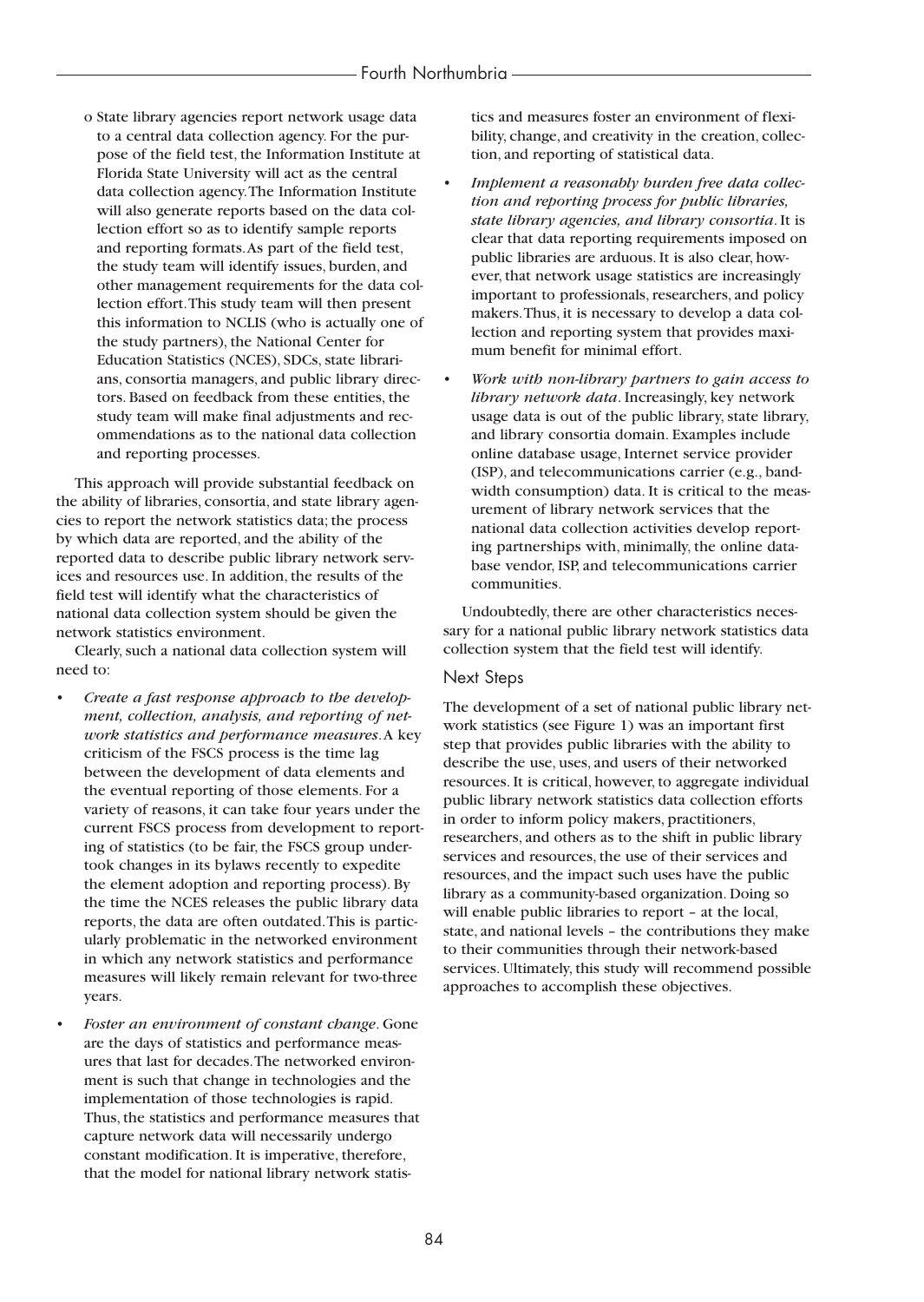- o State library agencies report network usage data to a central data collection agency. For the purpose of the field test, the Information Institute at Florida State University will act as the central data collection agency. The Information Institute will also generate reports based on the data collection effort so as to identify sample reports and reporting formats. As part of the field test, the study team will identify issues, burden, and other management requirements for the data collection effort. This study team will then present this information to NCLIS (who is actually one of the study partners), the National Center for Education Statistics (NCES), SDCs, state librarians, consortia managers, and public library directors. Based on feedback from these entities, the study team will make final adjustments and recommendations as to the national data collection and reporting processes.

This approach will provide substantial feedback on the ability of libraries, consortia, and state library agencies to report the network statistics data; the process by which data are reported, and the ability of the reported data to describe public library network services and resources use. In addition, the results of the field test will identify what the characteristics of national data collection system should be given the network statistics environment.

Clearly, such a national data collection system will need to:

- *Create a fast response approach to the development, collection, analysis, and reporting of network statistics and performance measures*. A key criticism of the FSCS process is the time lag between the development of data elements and the eventual reporting of those elements. For a variety of reasons, it can take four years under the current FSCS process from development to reporting of statistics (to be fair, the FSCS group undertook changes in its bylaws recently to expedite the element adoption and reporting process). By the time the NCES releases the public library data reports, the data are often outdated. This is particularly problematic in the networked environment in which any network statistics and performance measures will likely remain relevant for two-three years.
- *Foster an environment of constant change*. Gone are the days of statistics and performance measures that last for decades. The networked environment is such that change in technologies and the implementation of those technologies is rapid. Thus, the statistics and performance measures that capture network data will necessarily undergo constant modification. It is imperative, therefore, that the model for national library network statistics and measures foster an environment of flexibility, change, and creativity in the creation, collection, and reporting of statistical data.
- *Implement a reasonably burden free data collection and reporting process for public libraries, state library agencies, and library consortia*. It is clear that data reporting requirements imposed on public libraries are arduous. It is also clear, however, that network usage statistics are increasingly important to professionals, researchers, and policy makers. Thus, it is necessary to develop a data collection and reporting system that provides maximum benefit for minimal effort.
- *Work with non-library partners to gain access to library network data*. Increasingly, key network usage data is out of the public library, state library, and library consortia domain. Examples include online database usage, Internet service provider (ISP), and telecommunications carrier (e.g., bandwidth consumption) data. It is critical to the measurement of library network services that the national data collection activities develop reporting partnerships with, minimally, the online database vendor, ISP, and telecommunications carrier communities.

Undoubtedly, there are other characteristics necessary for a national public library network statistics data collection system that the field test will identify.

## Next Steps

The development of a set of national public library network statistics (see Figure 1) was an important first step that provides public libraries with the ability to describe the use, uses, and users of their networked resources. It is critical, however, to aggregate individual public library network statistics data collection efforts in order to inform policy makers, practitioners, researchers, and others as to the shift in public library services and resources, the use of their services and resources, and the impact such uses have the public library as a community-based organization. Doing so will enable public libraries to report – at the local, state, and national levels – the contributions they make to their communities through their network-based services. Ultimately, this study will recommend possible approaches to accomplish these objectives.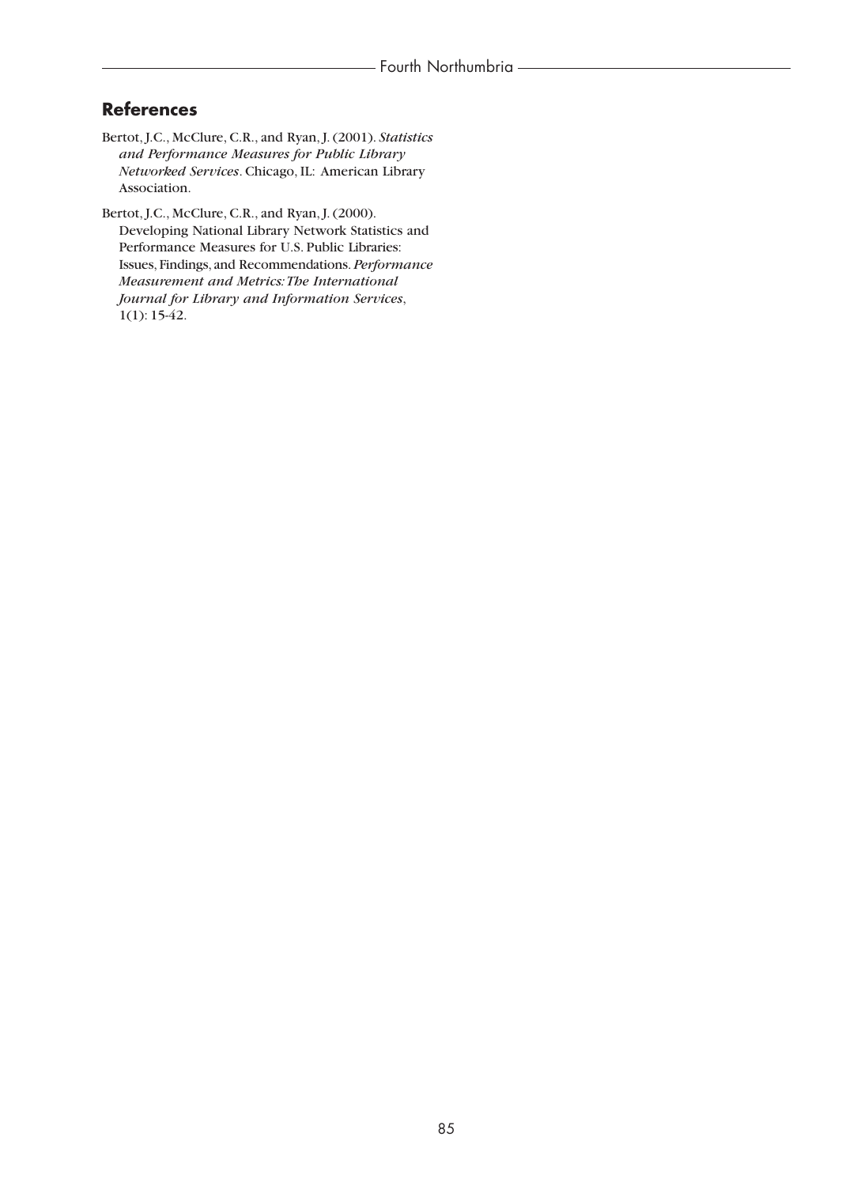## References

Bertot, J.C., McClure, C.R., and Ryan, J. (2001). *Statistics and Performance Measures for Public Library Networked Services*. Chicago, IL: American Library Association.

Bertot, J.C., McClure, C.R., and Ryan, J. (2000). Developing National Library Network Statistics and Performance Measures for U.S. Public Libraries: Issues, Findings, and Recommendations. *Performance Measurement and Metrics: The International Journal for Library and Information Services*, 1(1): 15-42.